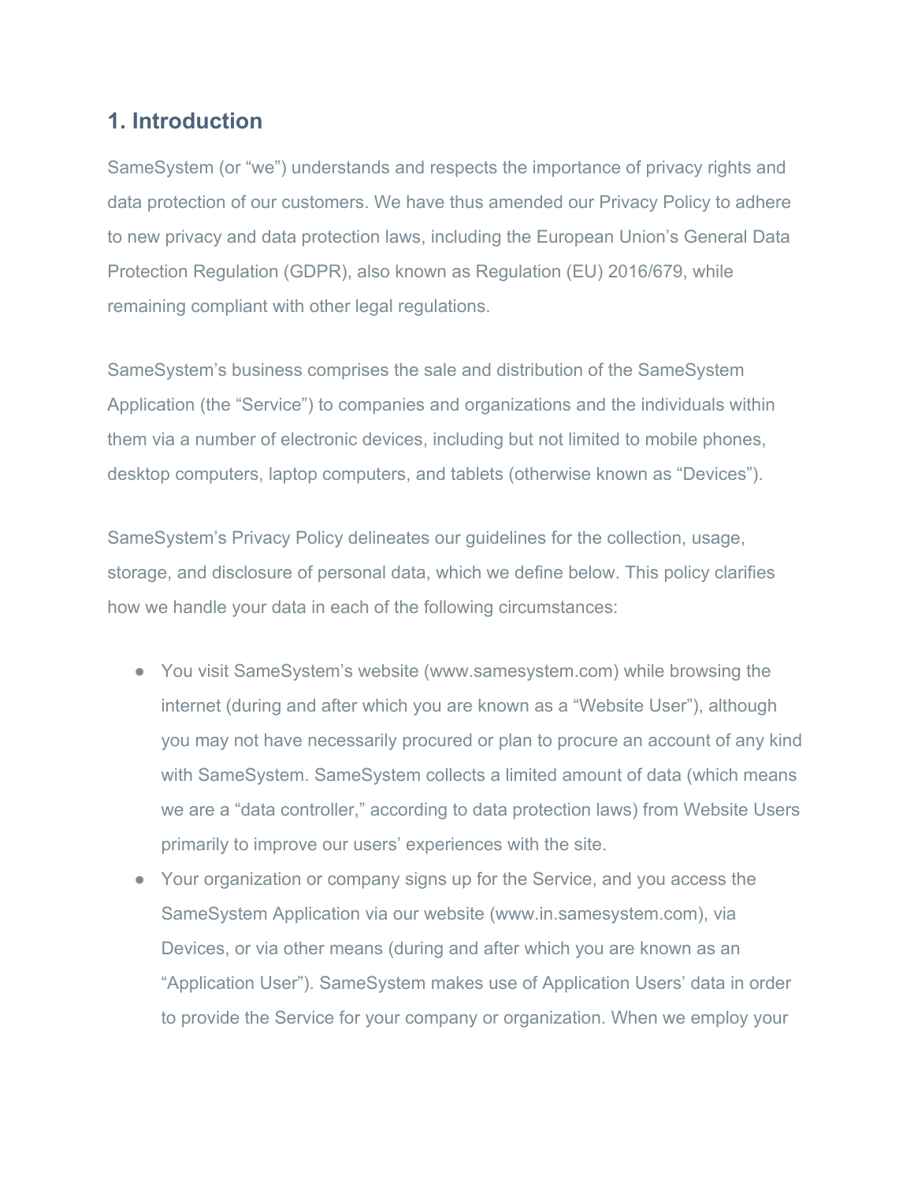## 1. Introduction

SameSystem (or "we") understands and respects the importance of privacy rights and data protection of our customers. We have thus amended our Privacy Policy to adhere to new privacy and data protection laws, including the European Union's General Data Protection Regulation (GDPR), also known as Regulation (EU) 2016/679, while remaining compliant with other legal regulations.

SameSystem's business comprises the sale and distribution of the SameSystem Application (the "Service") to companies and organizations and the individuals within them via a number of electronic devices, including but not limited to mobile phones, desktop computers, laptop computers, and tablets (otherwise known as "Devices").

SameSystem's Privacy Policy delineates our guidelines for the collection, usage, storage, and disclosure of personal data, which we define below. This policy clarifies how we handle your data in each of the following circumstances:

- You visit SameSystem's website (www.samesystem.com) while browsing the internet (during and after which you are known as a "Website User"), although you may not have necessarily procured or plan to procure an account of any kind with SameSystem. SameSystem collects a limited amount of data (which means we are a "data controller," according to data protection laws) from Website Users primarily to improve our users' experiences with the site.
- Your organization or company signs up for the Service, and you access the SameSystem Application via our website (www.in.samesystem.com), via Devices, or via other means (during and after which you are known as an "Application User"). SameSystem makes use of Application Users' data in order to provide the Service for your company or organization. When we employ your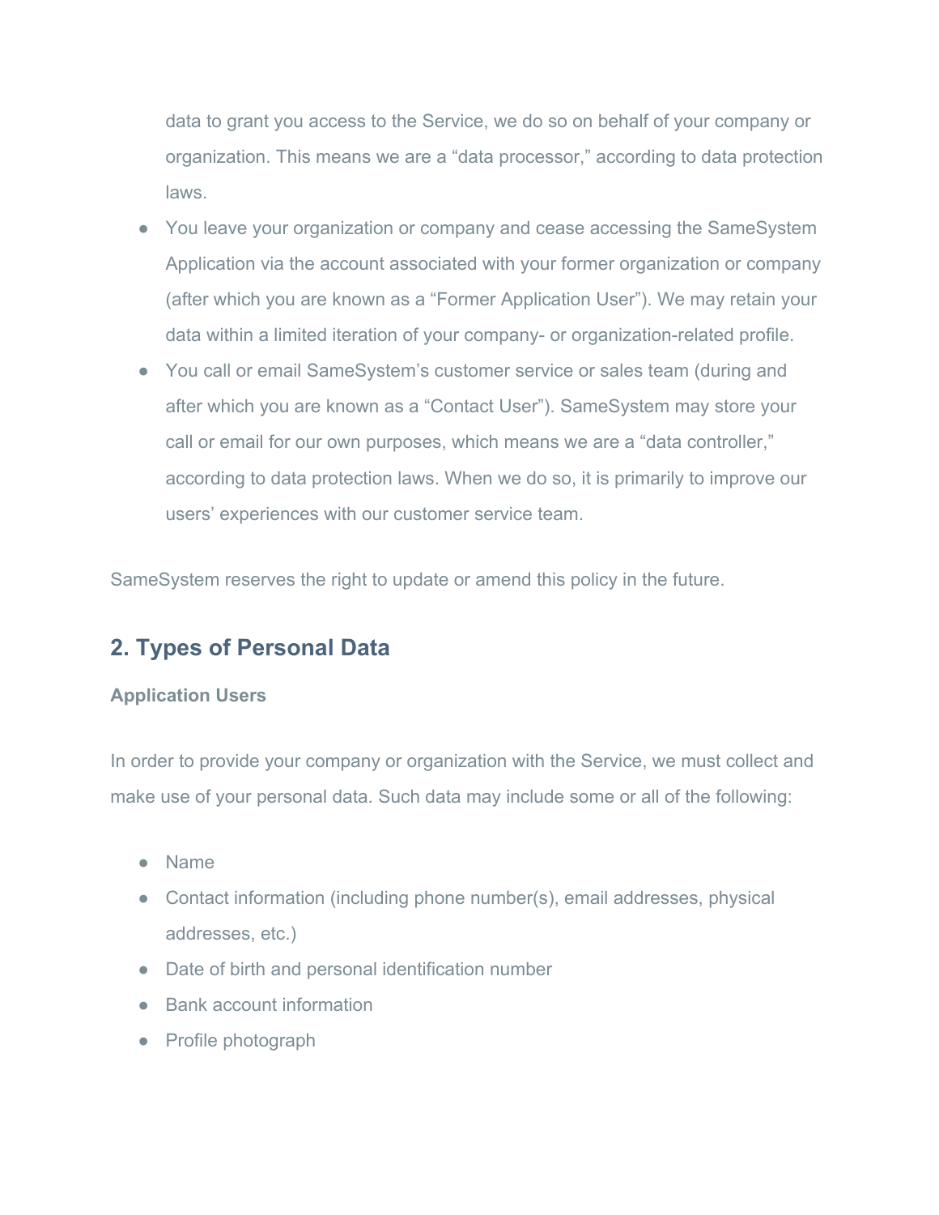data to grant you access to the Service, we do so on behalf of your company or organization. This means we are a “data processor,” according to data protection laws.

- You leave your organization or company and cease accessing the SameSystem Application via the account associated with your former organization or company (after which you are known as a “Former Application User”). We may retain your data within a limited iteration of your company- or organization-related profile.
- You call or email SameSystem’s customer service or sales team (during and after which you are known as a “Contact User”). SameSystem may store your call or email for our own purposes, which means we are a “data controller,” according to data protection laws. When we do so, it is primarily to improve our users’ experiences with our customer service team.

SameSystem reserves the right to update or amend this policy in the future.

## 2. Types of Personal Data

**Application Users**

In order to provide your company or organization with the Service, we must collect and make use of your personal data. Such data may include some or all of the following:

- Name
- Contact information (including phone number(s), email addresses, physical addresses, etc.)
- Date of birth and personal identification number
- Bank account information
- Profile photograph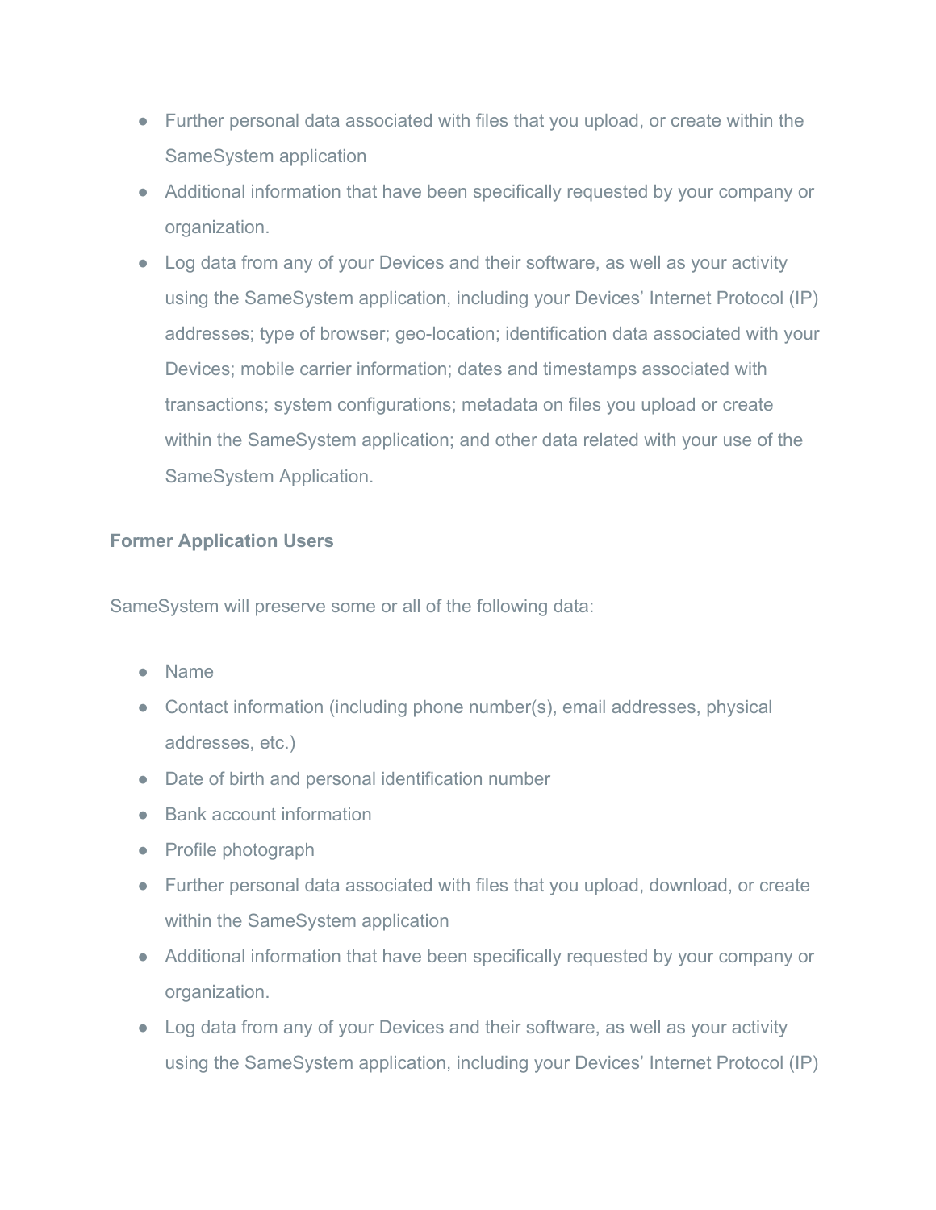- Further personal data associated with files that you upload, or create within the SameSystem application
- Additional information that have been specifically requested by your company or organization.
- Log data from any of your Devices and their software, as well as your activity using the SameSystem application, including your Devices' Internet Protocol (IP) addresses; type of browser; geo-location; identification data associated with your Devices; mobile carrier information; dates and timestamps associated with transactions; system configurations; metadata on files you upload or create within the SameSystem application; and other data related with your use of the SameSystem Application.

**Former Application Users**

SameSystem will preserve some or all of the following data:

- Name
- Contact information (including phone number(s), email addresses, physical addresses, etc.)
- Date of birth and personal identification number
- Bank account information
- Profile photograph
- Further personal data associated with files that you upload, download, or create within the SameSystem application
- Additional information that have been specifically requested by your company or organization.
- Log data from any of your Devices and their software, as well as your activity using the SameSystem application, including your Devices' Internet Protocol (IP)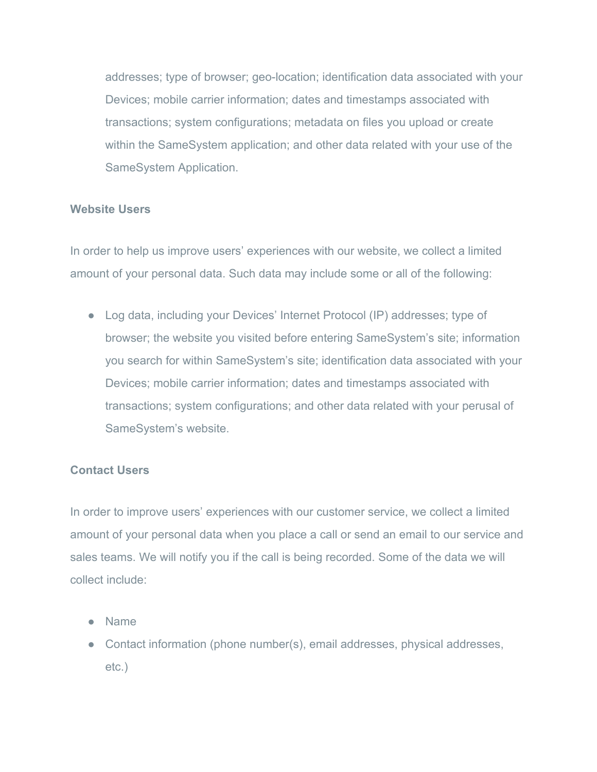addresses; type of browser; geo-location; identification data associated with your Devices; mobile carrier information; dates and timestamps associated with transactions; system configurations; metadata on files you upload or create within the SameSystem application; and other data related with your use of the SameSystem Application.

**Website Users**

In order to help us improve users' experiences with our website, we collect a limited amount of your personal data. Such data may include some or all of the following:

- Log data, including your Devices' Internet Protocol (IP) addresses; type of browser; the website you visited before entering SameSystem's site; information you search for within SameSystem's site; identification data associated with your Devices; mobile carrier information; dates and timestamps associated with transactions; system configurations; and other data related with your perusal of SameSystem's website.

**Contact Users**

In order to improve users' experiences with our customer service, we collect a limited amount of your personal data when you place a call or send an email to our service and sales teams. We will notify you if the call is being recorded. Some of the data we will collect include:

- Name
- Contact information (phone number(s), email addresses, physical addresses, etc.)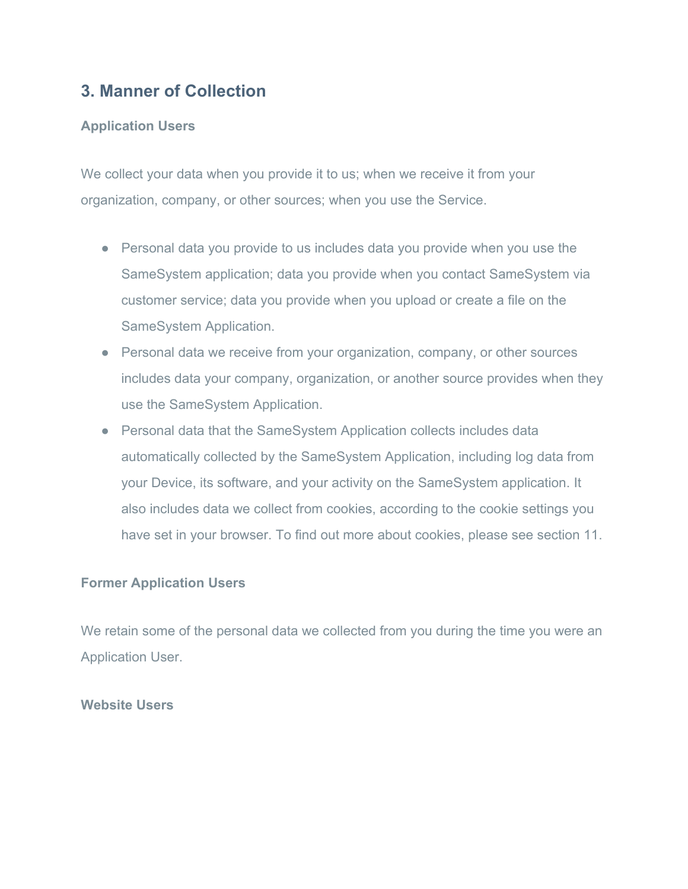## 3. Manner of Collection

### Application Users

We collect your data when you provide it to us; when we receive it from your organization, company, or other sources; when you use the Service.

- Personal data you provide to us includes data you provide when you use the SameSystem application; data you provide when you contact SameSystem via customer service; data you provide when you upload or create a file on the SameSystem Application.
- Personal data we receive from your organization, company, or other sources includes data your company, organization, or another source provides when they use the SameSystem Application.
- Personal data that the SameSystem Application collects includes data automatically collected by the SameSystem Application, including log data from your Device, its software, and your activity on the SameSystem application. It also includes data we collect from cookies, according to the cookie settings you have set in your browser. To find out more about cookies, please see section 11.

### Former Application Users

We retain some of the personal data we collected from you during the time you were an Application User.

### Website Users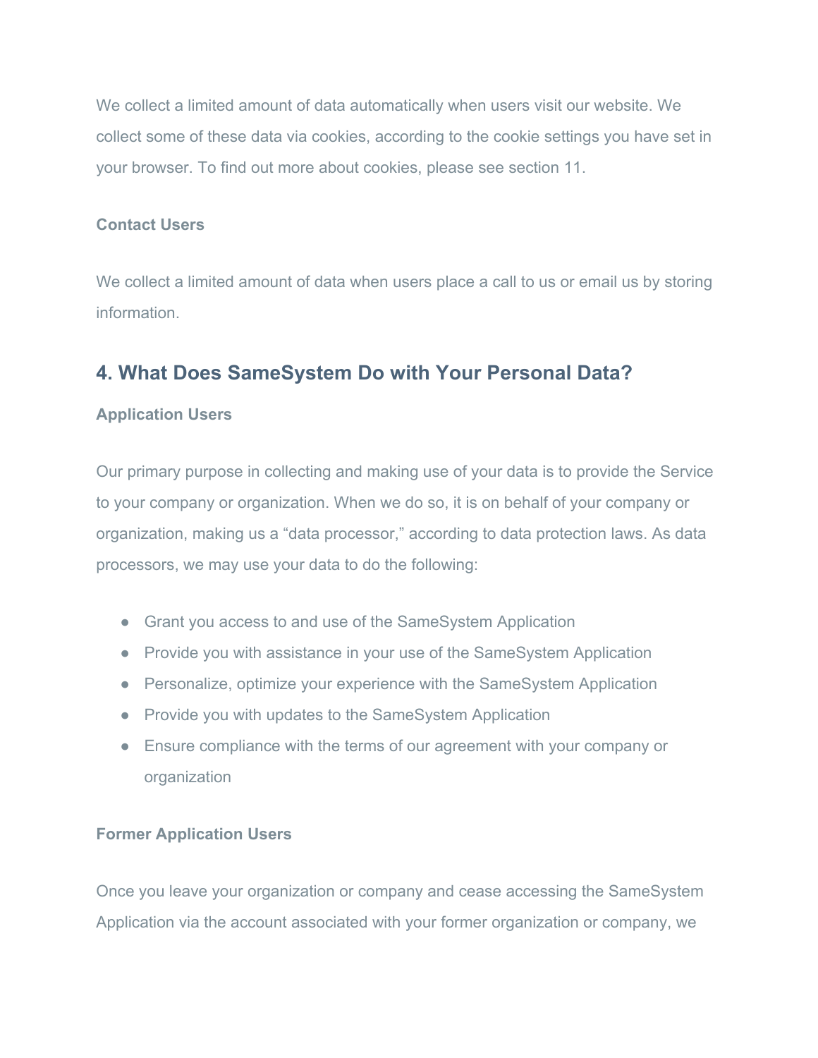We collect a limited amount of data automatically when users visit our website. We collect some of these data via cookies, according to the cookie settings you have set in your browser. To find out more about cookies, please see section 11.

**Contact Users**

We collect a limited amount of data when users place a call to us or email us by storing information.

## 4. What Does SameSystem Do with Your Personal Data?

**Application Users**

Our primary purpose in collecting and making use of your data is to provide the Service to your company or organization. When we do so, it is on behalf of your company or organization, making us a "data processor," according to data protection laws. As data processors, we may use your data to do the following:

- Grant you access to and use of the SameSystem Application
- Provide you with assistance in your use of the SameSystem Application
- Personalize, optimize your experience with the SameSystem Application
- Provide you with updates to the SameSystem Application
- Ensure compliance with the terms of our agreement with your company or organization

**Former Application Users**

Once you leave your organization or company and cease accessing the SameSystem Application via the account associated with your former organization or company, we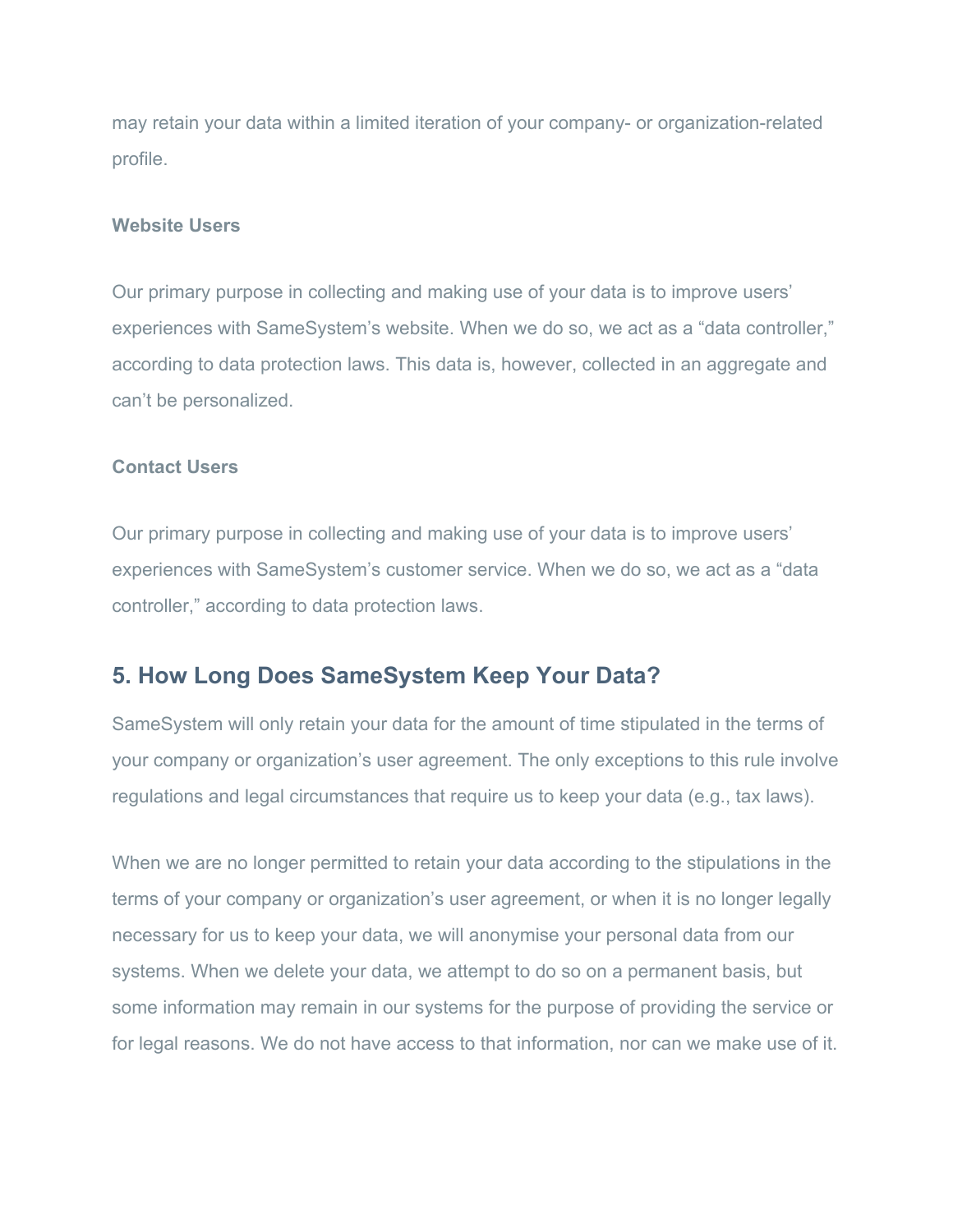may retain your data within a limited iteration of your company- or organization-related profile.

**Website Users**

Our primary purpose in collecting and making use of your data is to improve users' experiences with SameSystem's website. When we do so, we act as a "data controller," according to data protection laws. This data is, however, collected in an aggregate and can't be personalized.

**Contact Users**

Our primary purpose in collecting and making use of your data is to improve users' experiences with SameSystem's customer service. When we do so, we act as a "data controller," according to data protection laws.

## 5. How Long Does SameSystem Keep Your Data?

SameSystem will only retain your data for the amount of time stipulated in the terms of your company or organization's user agreement. The only exceptions to this rule involve regulations and legal circumstances that require us to keep your data (e.g., tax laws).

When we are no longer permitted to retain your data according to the stipulations in the terms of your company or organization's user agreement, or when it is no longer legally necessary for us to keep your data, we will anonymise your personal data from our systems. When we delete your data, we attempt to do so on a permanent basis, but some information may remain in our systems for the purpose of providing the service or for legal reasons. We do not have access to that information, nor can we make use of it.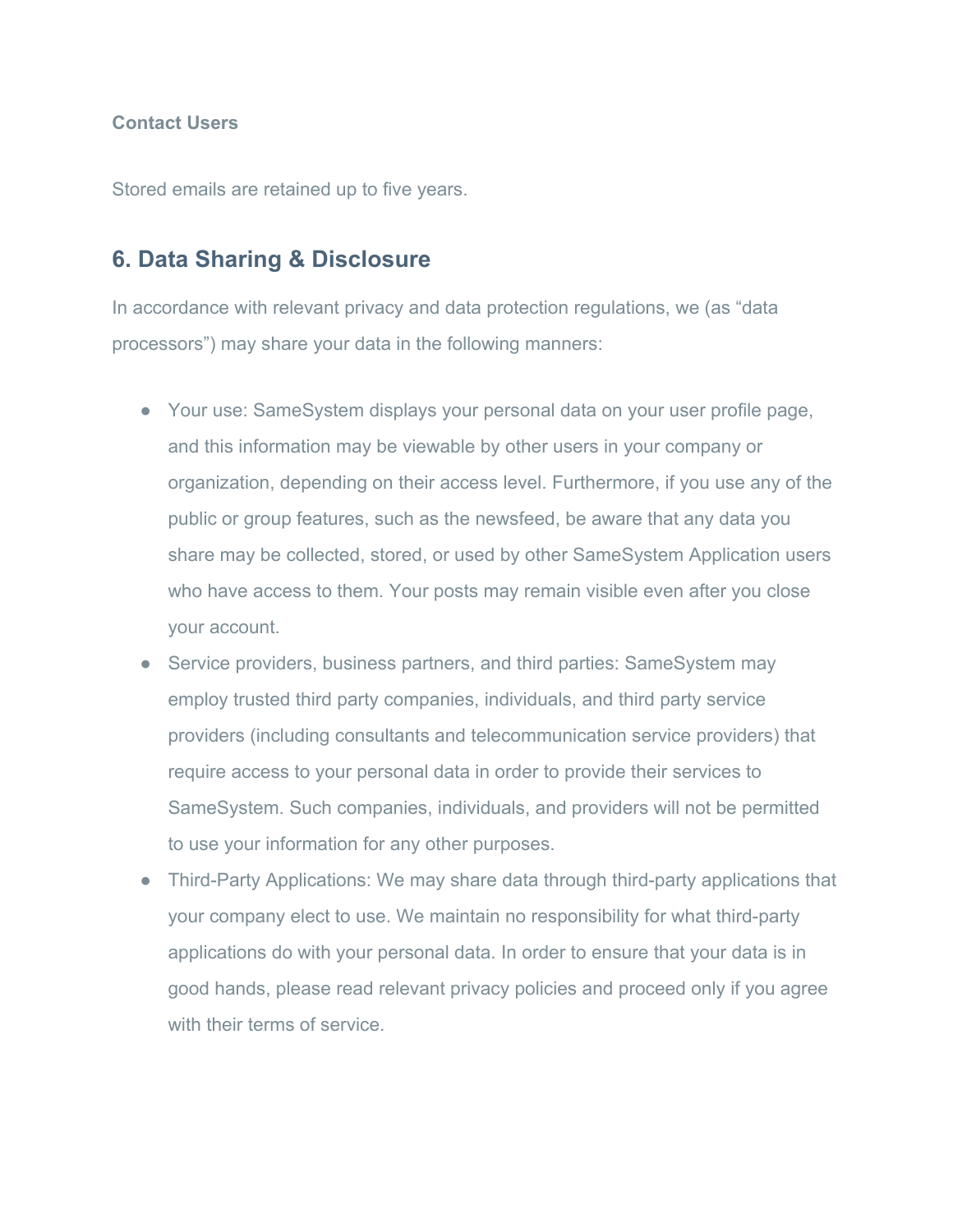**Contact Users**

Stored emails are retained up to five years.

## 6. Data Sharing & Disclosure

In accordance with relevant privacy and data protection regulations, we (as "data processors") may share your data in the following manners:

- Your use: SameSystem displays your personal data on your user profile page, and this information may be viewable by other users in your company or organization, depending on their access level. Furthermore, if you use any of the public or group features, such as the newsfeed, be aware that any data you share may be collected, stored, or used by other SameSystem Application users who have access to them. Your posts may remain visible even after you close your account.
- Service providers, business partners, and third parties: SameSystem may employ trusted third party companies, individuals, and third party service providers (including consultants and telecommunication service providers) that require access to your personal data in order to provide their services to SameSystem. Such companies, individuals, and providers will not be permitted to use your information for any other purposes.
- Third-Party Applications: We may share data through third-party applications that your company elect to use. We maintain no responsibility for what third-party applications do with your personal data. In order to ensure that your data is in good hands, please read relevant privacy policies and proceed only if you agree with their terms of service.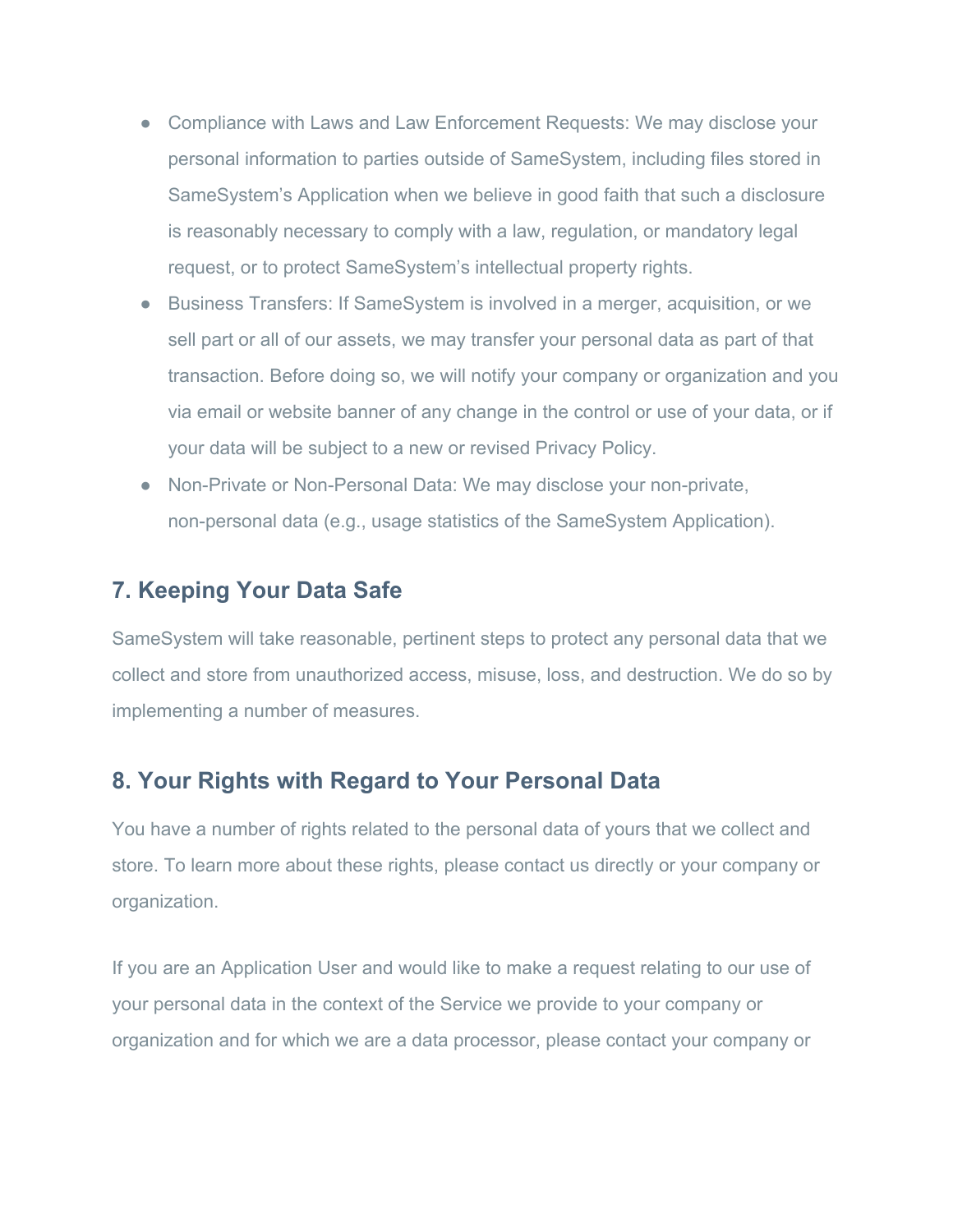- Compliance with Laws and Law Enforcement Requests: We may disclose your personal information to parties outside of SameSystem, including files stored in SameSystem's Application when we believe in good faith that such a disclosure is reasonably necessary to comply with a law, regulation, or mandatory legal request, or to protect SameSystem's intellectual property rights.
- Business Transfers: If SameSystem is involved in a merger, acquisition, or we sell part or all of our assets, we may transfer your personal data as part of that transaction. Before doing so, we will notify your company or organization and you via email or website banner of any change in the control or use of your data, or if your data will be subject to a new or revised Privacy Policy.
- Non-Private or Non-Personal Data: We may disclose your non-private, non-personal data (e.g., usage statistics of the SameSystem Application).

## 7. Keeping Your Data Safe

SameSystem will take reasonable, pertinent steps to protect any personal data that we collect and store from unauthorized access, misuse, loss, and destruction. We do so by implementing a number of measures.

## 8. Your Rights with Regard to Your Personal Data

You have a number of rights related to the personal data of yours that we collect and store. To learn more about these rights, please contact us directly or your company or organization.

If you are an Application User and would like to make a request relating to our use of your personal data in the context of the Service we provide to your company or organization and for which we are a data processor, please contact your company or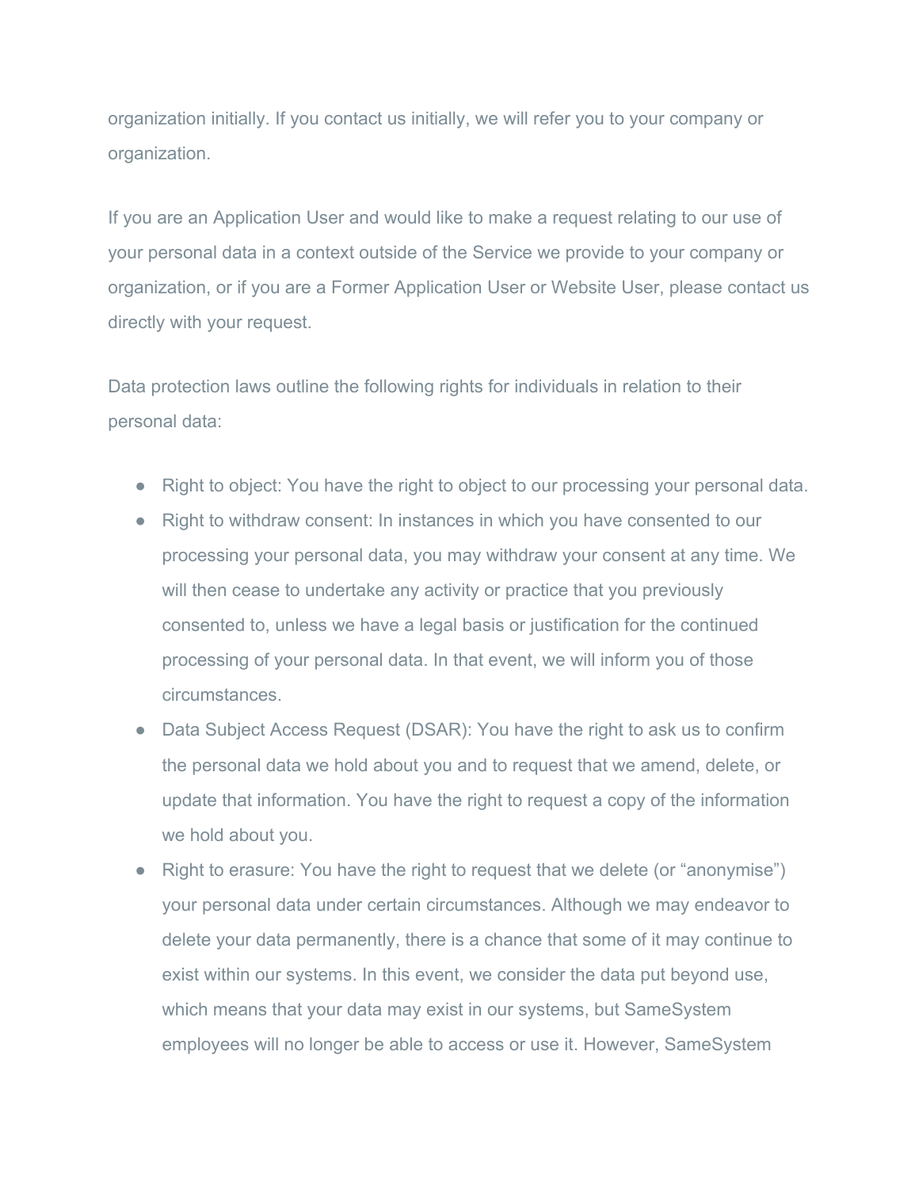organization initially. If you contact us initially, we will refer you to your company or organization.

If you are an Application User and would like to make a request relating to our use of your personal data in a context outside of the Service we provide to your company or organization, or if you are a Former Application User or Website User, please contact us directly with your request.

Data protection laws outline the following rights for individuals in relation to their personal data:

- Right to object: You have the right to object to our processing your personal data.
- Right to withdraw consent: In instances in which you have consented to our processing your personal data, you may withdraw your consent at any time. We will then cease to undertake any activity or practice that you previously consented to, unless we have a legal basis or justification for the continued processing of your personal data. In that event, we will inform you of those circumstances.
- Data Subject Access Request (DSAR): You have the right to ask us to confirm the personal data we hold about you and to request that we amend, delete, or update that information. You have the right to request a copy of the information we hold about you.
- Right to erasure: You have the right to request that we delete (or "anonymise") your personal data under certain circumstances. Although we may endeavor to delete your data permanently, there is a chance that some of it may continue to exist within our systems. In this event, we consider the data put beyond use, which means that your data may exist in our systems, but SameSystem employees will no longer be able to access or use it. However, SameSystem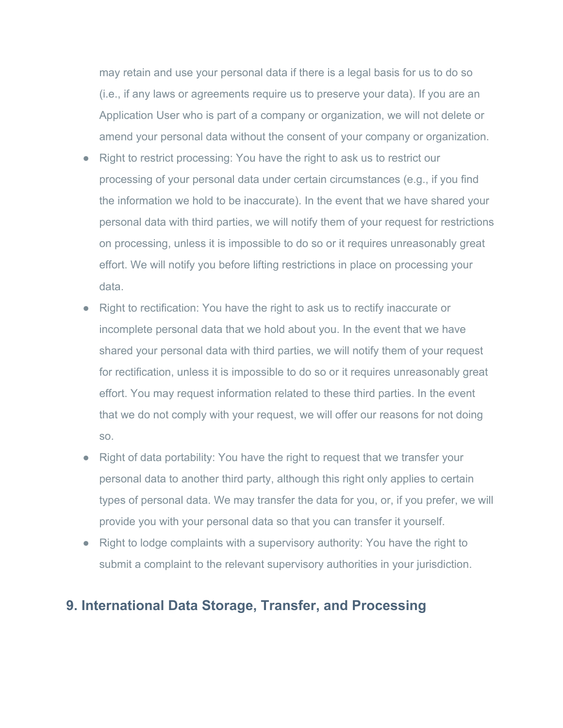may retain and use your personal data if there is a legal basis for us to do so (i.e., if any laws or agreements require us to preserve your data). If you are an Application User who is part of a company or organization, we will not delete or amend your personal data without the consent of your company or organization.

- Right to restrict processing: You have the right to ask us to restrict our processing of your personal data under certain circumstances (e.g., if you find the information we hold to be inaccurate). In the event that we have shared your personal data with third parties, we will notify them of your request for restrictions on processing, unless it is impossible to do so or it requires unreasonably great effort. We will notify you before lifting restrictions in place on processing your data.
- Right to rectification: You have the right to ask us to rectify inaccurate or incomplete personal data that we hold about you. In the event that we have shared your personal data with third parties, we will notify them of your request for rectification, unless it is impossible to do so or it requires unreasonably great effort. You may request information related to these third parties. In the event that we do not comply with your request, we will offer our reasons for not doing so.
- Right of data portability: You have the right to request that we transfer your personal data to another third party, although this right only applies to certain types of personal data. We may transfer the data for you, or, if you prefer, we will provide you with your personal data so that you can transfer it yourself.
- Right to lodge complaints with a supervisory authority: You have the right to submit a complaint to the relevant supervisory authorities in your jurisdiction.

## 9. International Data Storage, Transfer, and Processing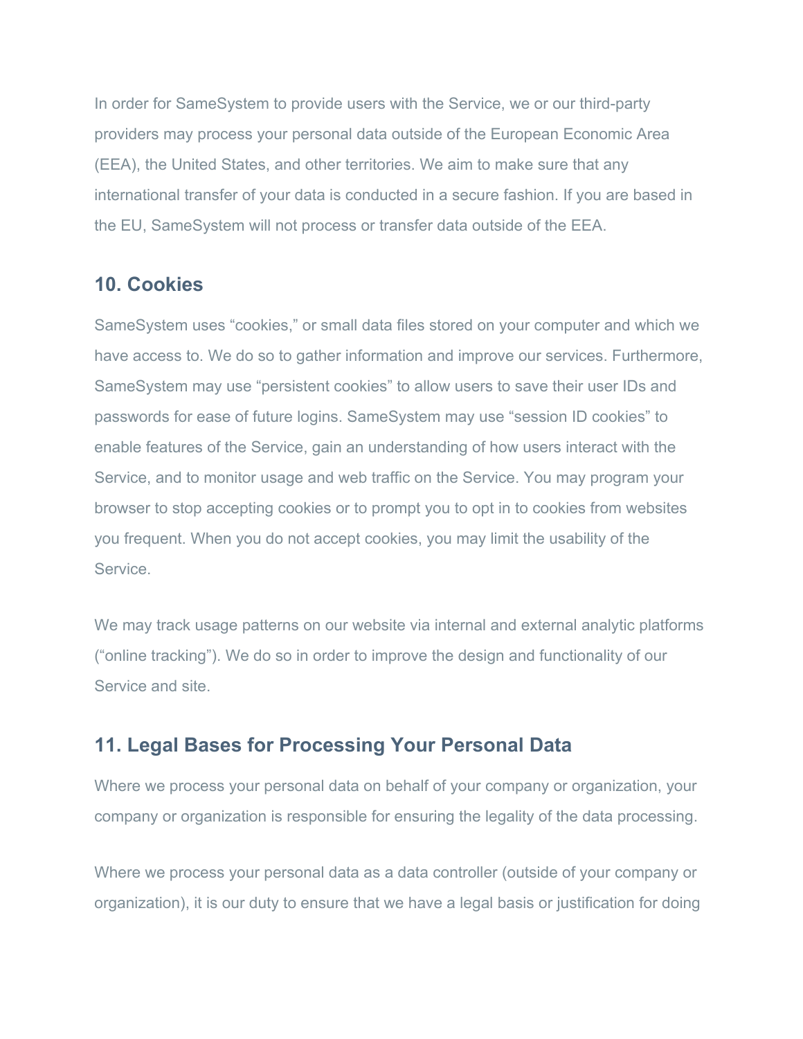In order for SameSystem to provide users with the Service, we or our third-party providers may process your personal data outside of the European Economic Area (EEA), the United States, and other territories. We aim to make sure that any international transfer of your data is conducted in a secure fashion. If you are based in the EU, SameSystem will not process or transfer data outside of the EEA.

## 10. Cookies

SameSystem uses “cookies,” or small data files stored on your computer and which we have access to. We do so to gather information and improve our services. Furthermore, SameSystem may use “persistent cookies” to allow users to save their user IDs and passwords for ease of future logins. SameSystem may use “session ID cookies” to enable features of the Service, gain an understanding of how users interact with the Service, and to monitor usage and web traffic on the Service. You may program your browser to stop accepting cookies or to prompt you to opt in to cookies from websites you frequent. When you do not accept cookies, you may limit the usability of the Service.

We may track usage patterns on our website via internal and external analytic platforms (“online tracking”). We do so in order to improve the design and functionality of our Service and site.

## 11. Legal Bases for Processing Your Personal Data

Where we process your personal data on behalf of your company or organization, your company or organization is responsible for ensuring the legality of the data processing.

Where we process your personal data as a data controller (outside of your company or organization), it is our duty to ensure that we have a legal basis or justification for doing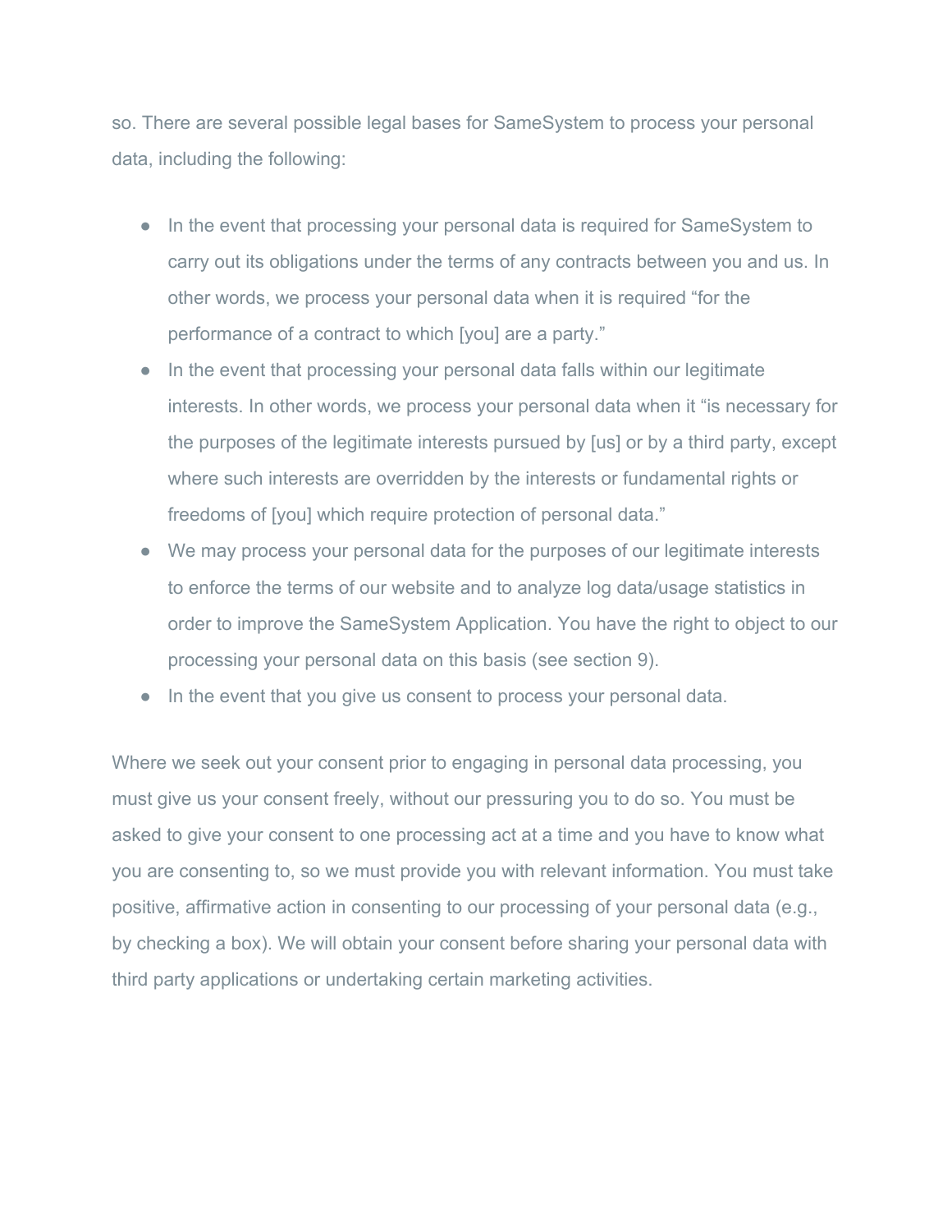so. There are several possible legal bases for SameSystem to process your personal data, including the following:

- In the event that processing your personal data is required for SameSystem to carry out its obligations under the terms of any contracts between you and us. In other words, we process your personal data when it is required "for the performance of a contract to which [you] are a party."
- In the event that processing your personal data falls within our legitimate interests. In other words, we process your personal data when it "is necessary for the purposes of the legitimate interests pursued by [us] or by a third party, except where such interests are overridden by the interests or fundamental rights or freedoms of [you] which require protection of personal data."
- We may process your personal data for the purposes of our legitimate interests to enforce the terms of our website and to analyze log data/usage statistics in order to improve the SameSystem Application. You have the right to object to our processing your personal data on this basis (see section 9).
- In the event that you give us consent to process your personal data.

Where we seek out your consent prior to engaging in personal data processing, you must give us your consent freely, without our pressuring you to do so. You must be asked to give your consent to one processing act at a time and you have to know what you are consenting to, so we must provide you with relevant information. You must take positive, affirmative action in consenting to our processing of your personal data (e.g., by checking a box). We will obtain your consent before sharing your personal data with third party applications or undertaking certain marketing activities.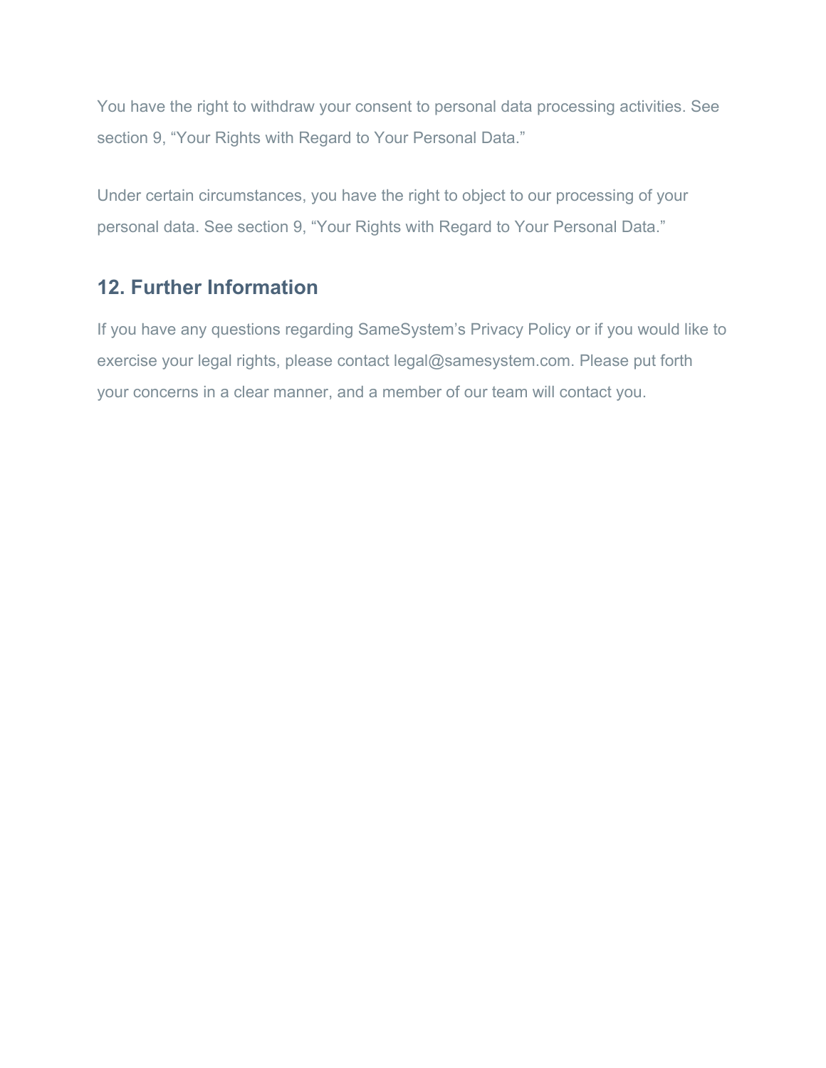You have the right to withdraw your consent to personal data processing activities. See section 9, “Your Rights with Regard to Your Personal Data.”

Under certain circumstances, you have the right to object to our processing of your personal data. See section 9, “Your Rights with Regard to Your Personal Data.”

## 12. Further Information

If you have any questions regarding SameSystem’s Privacy Policy or if you would like to exercise your legal rights, please contact legal@samesystem.com. Please put forth your concerns in a clear manner, and a member of our team will contact you.